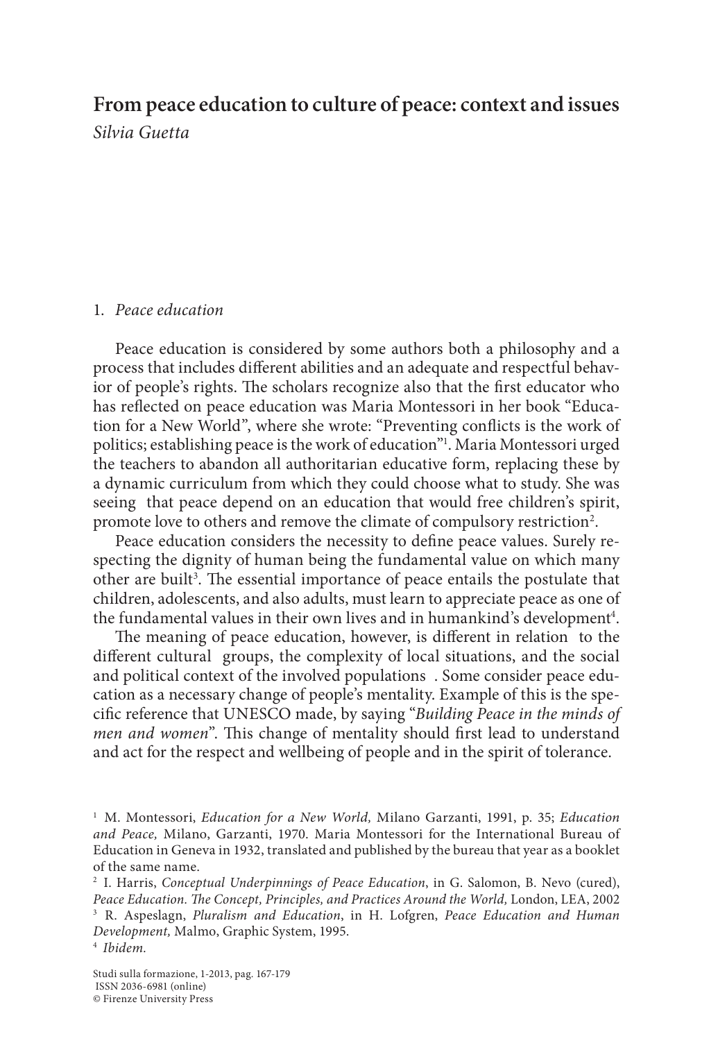# From peace education to culture of peace: context and issues

*Silvia Guetta*

## 1. *Peace education*

Peace education is considered by some authors both a philosophy and a process that includes different abilities and an adequate and respectful behavior of people's rights. The scholars recognize also that the first educator who has reflected on peace education was Maria Montessori in her book "Education for a New World", where she wrote: "Preventing conflicts is the work of politics; establishing peace is the work of education"[1]. Maria Montessori urged the teachers to abandon all authoritarian educative form, replacing these by a dynamic curriculum from which they could choose what to study. She was seeing that peace depend on an education that would free children's spirit, promote love to others and remove the climate of compulsory restriction[2].

Peace education considers the necessity to define peace values. Surely respecting the dignity of human being the fundamental value on which many other are built[3]. The essential importance of peace entails the postulate that children, adolescents, and also adults, must learn to appreciate peace as one of the fundamental values in their own lives and in humankind's development[4].

The meaning of peace education, however, is different in relation to the different cultural groups, the complexity of local situations, and the social and political context of the involved populations . Some consider peace education as a necessary change of people's mentality. Example of this is the specific reference that UNESCO made, by saying "*Building Peace in the minds of men and women*". This change of mentality should first lead to understand and act for the respect and wellbeing of people and in the spirit of tolerance.

---

[1] M. Montessori, *Education for a New World,* Milano Garzanti, 1991, p. 35; *Education and Peace,* Milano, Garzanti, 1970. Maria Montessori for the International Bureau of Education in Geneva in 1932, translated and published by the bureau that year as a booklet of the same name.

[2] I. Harris, *Conceptual Underpinnings of Peace Education*, in G. Salomon, B. Nevo (cured), *Peace Education. The Concept, Principles, and Practices Around the World,* London, LEA, 2002

[3] R. Aspeslagn, *Pluralism and Education*, in H. Lofgren, *Peace Education and Human Development,* Malmo, Graphic System, 1995.

[4] *Ibidem.*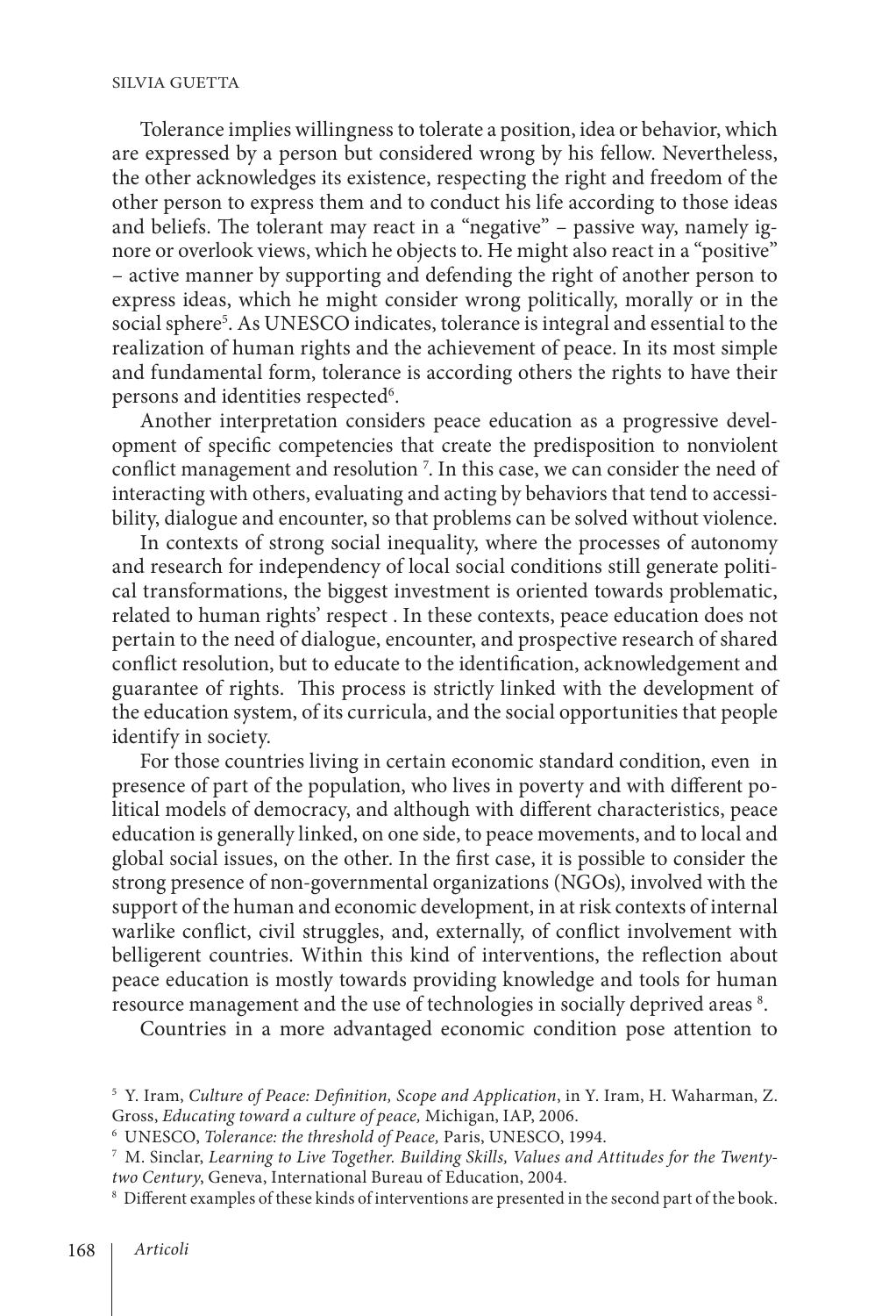Tolerance implies willingness to tolerate a position, idea or behavior, which are expressed by a person but considered wrong by his fellow. Nevertheless, the other acknowledges its existence, respecting the right and freedom of the other person to express them and to conduct his life according to those ideas and beliefs. The tolerant may react in a "negative" – passive way, namely ignore or overlook views, which he objects to. He might also react in a "positive" – active manner by supporting and defending the right of another person to express ideas, which he might consider wrong politically, morally or in the social sphere[5]. As UNESCO indicates, tolerance is integral and essential to the realization of human rights and the achievement of peace. In its most simple and fundamental form, tolerance is according others the rights to have their persons and identities respected[6].

Another interpretation considers peace education as a progressive development of specific competencies that create the predisposition to nonviolent conflict management and resolution [7]. In this case, we can consider the need of interacting with others, evaluating and acting by behaviors that tend to accessibility, dialogue and encounter, so that problems can be solved without violence.

In contexts of strong social inequality, where the processes of autonomy and research for independency of local social conditions still generate political transformations, the biggest investment is oriented towards problematic, related to human rights' respect . In these contexts, peace education does not pertain to the need of dialogue, encounter, and prospective research of shared conflict resolution, but to educate to the identification, acknowledgement and guarantee of rights. This process is strictly linked with the development of the education system, of its curricula, and the social opportunities that people identify in society.

For those countries living in certain economic standard condition, even in presence of part of the population, who lives in poverty and with different political models of democracy, and although with different characteristics, peace education is generally linked, on one side, to peace movements, and to local and global social issues, on the other. In the first case, it is possible to consider the strong presence of non-governmental organizations (NGOs), involved with the support of the human and economic development, in at risk contexts of internal warlike conflict, civil struggles, and, externally, of conflict involvement with belligerent countries. Within this kind of interventions, the reflection about peace education is mostly towards providing knowledge and tools for human resource management and the use of technologies in socially deprived areas [8].

Countries in a more advantaged economic condition pose attention to

---

[5] Y. Iram, *Culture of Peace: Definition, Scope and Application*, in Y. Iram, H. Waharman, Z. Gross, *Educating toward a culture of peace,* Michigan, IAP, 2006.

[6] UNESCO, *Tolerance: the threshold of Peace,* Paris, UNESCO, 1994.

[7] M. Sinclar, *Learning to Live Together. Building Skills, Values and Attitudes for the Twenty-two Century*, Geneva, International Bureau of Education, 2004.

[8] Different examples of these kinds of interventions are presented in the second part of the book.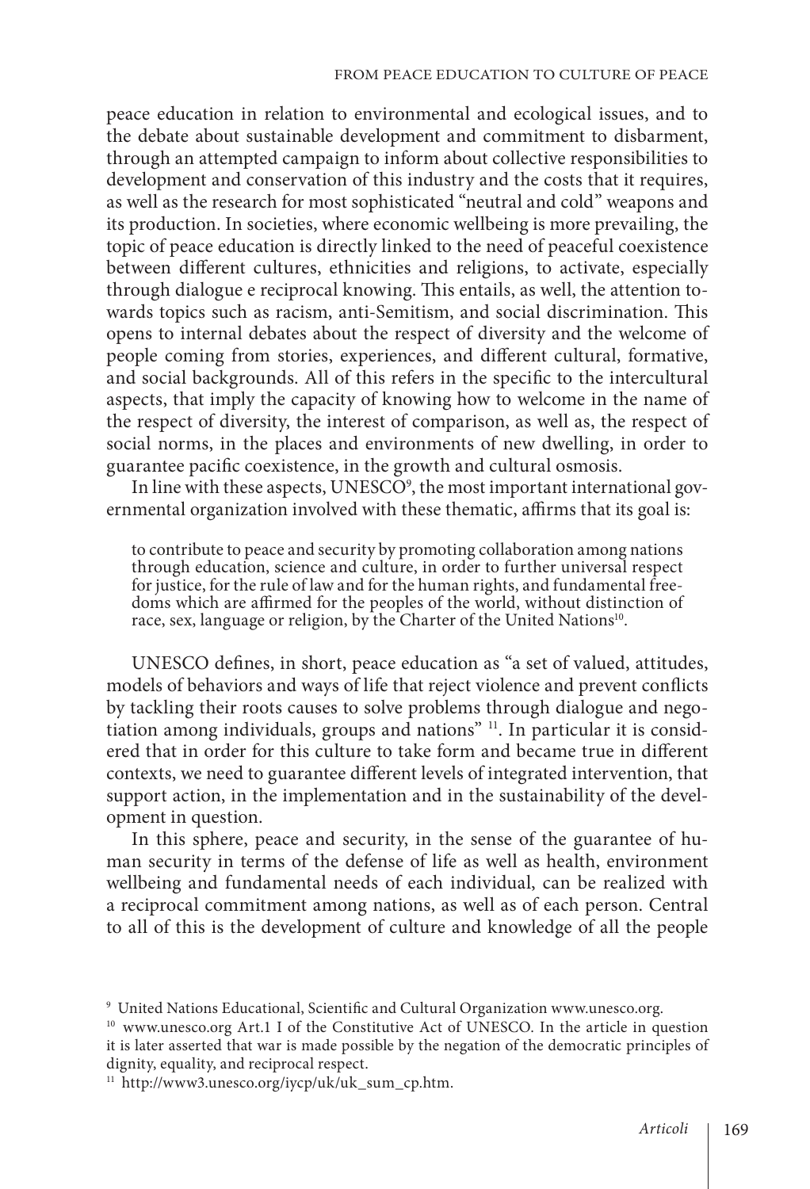peace education in relation to environmental and ecological issues, and to the debate about sustainable development and commitment to disbarment, through an attempted campaign to inform about collective responsibilities to development and conservation of this industry and the costs that it requires, as well as the research for most sophisticated "neutral and cold" weapons and its production. In societies, where economic wellbeing is more prevailing, the topic of peace education is directly linked to the need of peaceful coexistence between different cultures, ethnicities and religions, to activate, especially through dialogue e reciprocal knowing. This entails, as well, the attention towards topics such as racism, anti-Semitism, and social discrimination. This opens to internal debates about the respect of diversity and the welcome of people coming from stories, experiences, and different cultural, formative, and social backgrounds. All of this refers in the specific to the intercultural aspects, that imply the capacity of knowing how to welcome in the name of the respect of diversity, the interest of comparison, as well as, the respect of social norms, in the places and environments of new dwelling, in order to guarantee pacific coexistence, in the growth and cultural osmosis.

In line with these aspects, UNESCO[9], the most important international governmental organization involved with these thematic, affirms that its goal is:

> to contribute to peace and security by promoting collaboration among nations through education, science and culture, in order to further universal respect for justice, for the rule of law and for the human rights, and fundamental freedoms which are affirmed for the peoples of the world, without distinction of race, sex, language or religion, by the Charter of the United Nations[10].

UNESCO defines, in short, peace education as "a set of valued, attitudes, models of behaviors and ways of life that reject violence and prevent conflicts by tackling their roots causes to solve problems through dialogue and negotiation among individuals, groups and nations" [11]. In particular it is considered that in order for this culture to take form and became true in different contexts, we need to guarantee different levels of integrated intervention, that support action, in the implementation and in the sustainability of the development in question.

In this sphere, peace and security, in the sense of the guarantee of human security in terms of the defense of life as well as health, environment wellbeing and fundamental needs of each individual, can be realized with a reciprocal commitment among nations, as well as of each person. Central to all of this is the development of culture and knowledge of all the people

---

[9] United Nations Educational, Scientific and Cultural Organization www.unesco.org.

[10] www.unesco.org Art.1 I of the Constitutive Act of UNESCO. In the article in question it is later asserted that war is made possible by the negation of the democratic principles of dignity, equality, and reciprocal respect.

[11] http://www3.unesco.org/iycp/uk/uk_sum_cp.htm.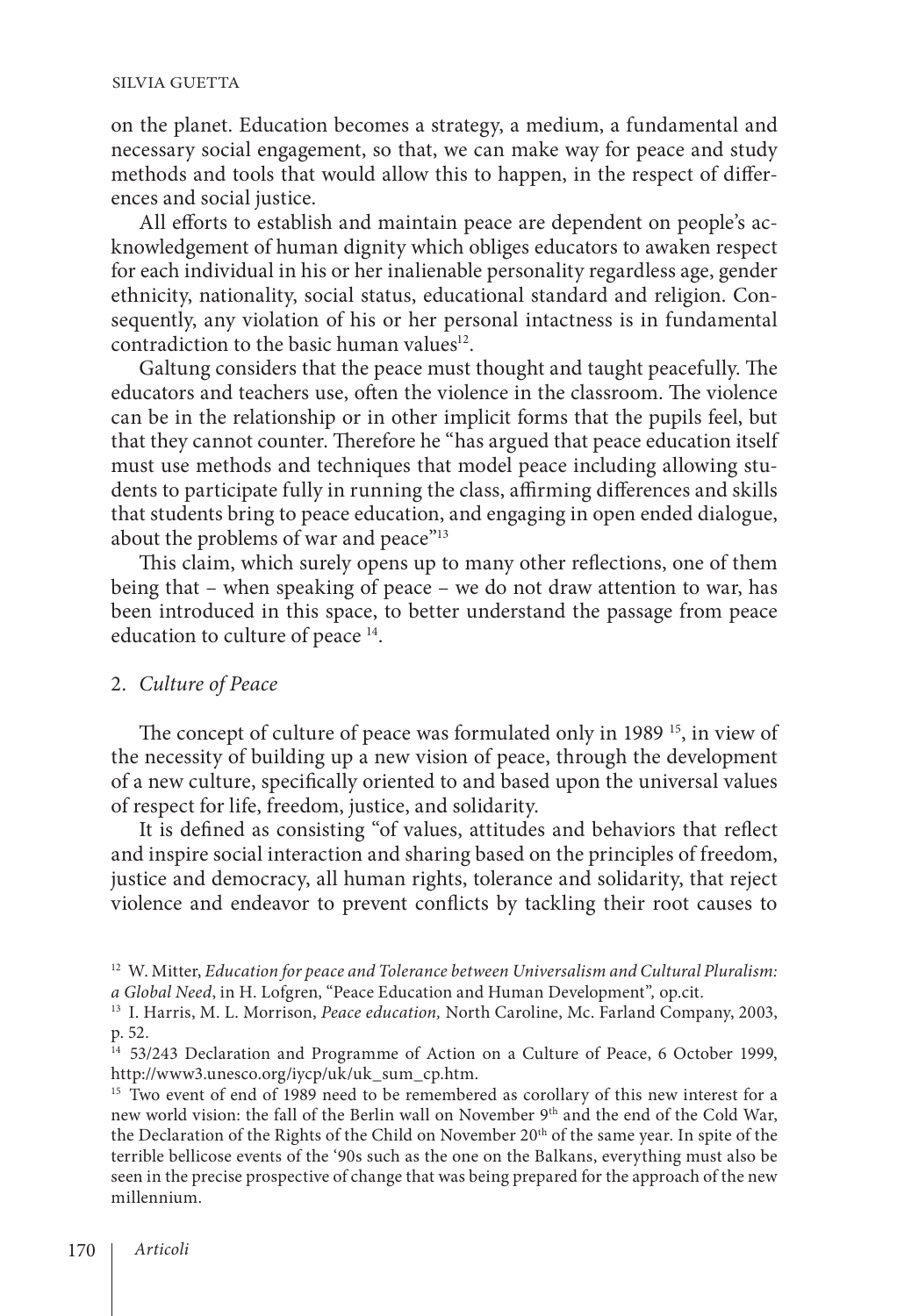on the planet. Education becomes a strategy, a medium, a fundamental and necessary social engagement, so that, we can make way for peace and study methods and tools that would allow this to happen, in the respect of differences and social justice.

All efforts to establish and maintain peace are dependent on people's acknowledgement of human dignity which obliges educators to awaken respect for each individual in his or her inalienable personality regardless age, gender ethnicity, nationality, social status, educational standard and religion. Consequently, any violation of his or her personal intactness is in fundamental contradiction to the basic human values[12].

Galtung considers that the peace must thought and taught peacefully. The educators and teachers use, often the violence in the classroom. The violence can be in the relationship or in other implicit forms that the pupils feel, but that they cannot counter. Therefore he "has argued that peace education itself must use methods and techniques that model peace including allowing students to participate fully in running the class, affirming differences and skills that students bring to peace education, and engaging in open ended dialogue, about the problems of war and peace"[13]

This claim, which surely opens up to many other reflections, one of them being that – when speaking of peace – we do not draw attention to war, has been introduced in this space, to better understand the passage from peace education to culture of peace [14].

## 2. *Culture of Peace*

The concept of culture of peace was formulated only in 1989 [15], in view of the necessity of building up a new vision of peace, through the development of a new culture, specifically oriented to and based upon the universal values of respect for life, freedom, justice, and solidarity.

It is defined as consisting "of values, attitudes and behaviors that reflect and inspire social interaction and sharing based on the principles of freedom, justice and democracy, all human rights, tolerance and solidarity, that reject violence and endeavor to prevent conflicts by tackling their root causes to

---

[12] W. Mitter, *Education for peace and Tolerance between Universalism and Cultural Pluralism: a Global Need*, in H. Lofgren, "Peace Education and Human Development", op.cit.

[13] I. Harris, M. L. Morrison, *Peace education,* North Caroline, Mc. Farland Company, 2003, p. 52.

[14] 53/243 Declaration and Programme of Action on a Culture of Peace, 6 October 1999, http://www3.unesco.org/iycp/uk/uk_sum_cp.htm.

[15] Two event of end of 1989 need to be remembered as corollary of this new interest for a new world vision: the fall of the Berlin wall on November 9th and the end of the Cold War, the Declaration of the Rights of the Child on November 20th of the same year. In spite of the terrible bellicose events of the '90s such as the one on the Balkans, everything must also be seen in the precise prospective of change that was being prepared for the approach of the new millennium.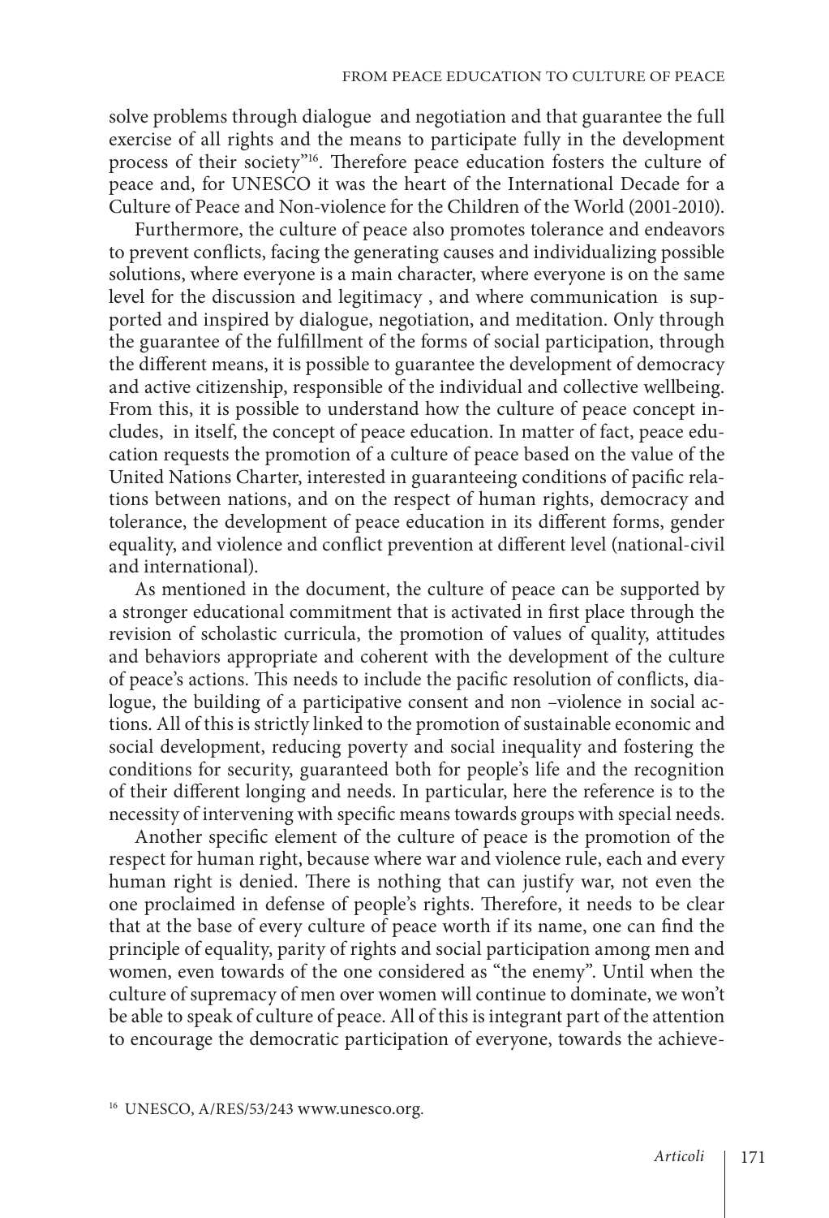solve problems through dialogue and negotiation and that guarantee the full exercise of all rights and the means to participate fully in the development process of their society"[16]. Therefore peace education fosters the culture of peace and, for UNESCO it was the heart of the International Decade for a Culture of Peace and Non-violence for the Children of the World (2001-2010).

Furthermore, the culture of peace also promotes tolerance and endeavors to prevent conflicts, facing the generating causes and individualizing possible solutions, where everyone is a main character, where everyone is on the same level for the discussion and legitimacy , and where communication is supported and inspired by dialogue, negotiation, and meditation. Only through the guarantee of the fulfillment of the forms of social participation, through the different means, it is possible to guarantee the development of democracy and active citizenship, responsible of the individual and collective wellbeing. From this, it is possible to understand how the culture of peace concept includes, in itself, the concept of peace education. In matter of fact, peace education requests the promotion of a culture of peace based on the value of the United Nations Charter, interested in guaranteeing conditions of pacific relations between nations, and on the respect of human rights, democracy and tolerance, the development of peace education in its different forms, gender equality, and violence and conflict prevention at different level (national-civil and international).

As mentioned in the document, the culture of peace can be supported by a stronger educational commitment that is activated in first place through the revision of scholastic curricula, the promotion of values of quality, attitudes and behaviors appropriate and coherent with the development of the culture of peace's actions. This needs to include the pacific resolution of conflicts, dialogue, the building of a participative consent and non –violence in social actions. All of this is strictly linked to the promotion of sustainable economic and social development, reducing poverty and social inequality and fostering the conditions for security, guaranteed both for people's life and the recognition of their different longing and needs. In particular, here the reference is to the necessity of intervening with specific means towards groups with special needs.

Another specific element of the culture of peace is the promotion of the respect for human right, because where war and violence rule, each and every human right is denied. There is nothing that can justify war, not even the one proclaimed in defense of people's rights. Therefore, it needs to be clear that at the base of every culture of peace worth if its name, one can find the principle of equality, parity of rights and social participation among men and women, even towards of the one considered as "the enemy". Until when the culture of supremacy of men over women will continue to dominate, we won't be able to speak of culture of peace. All of this is integrant part of the attention to encourage the democratic participation of everyone, towards the achieve-

[16] UNESCO, A/RES/53/243 www.unesco.org.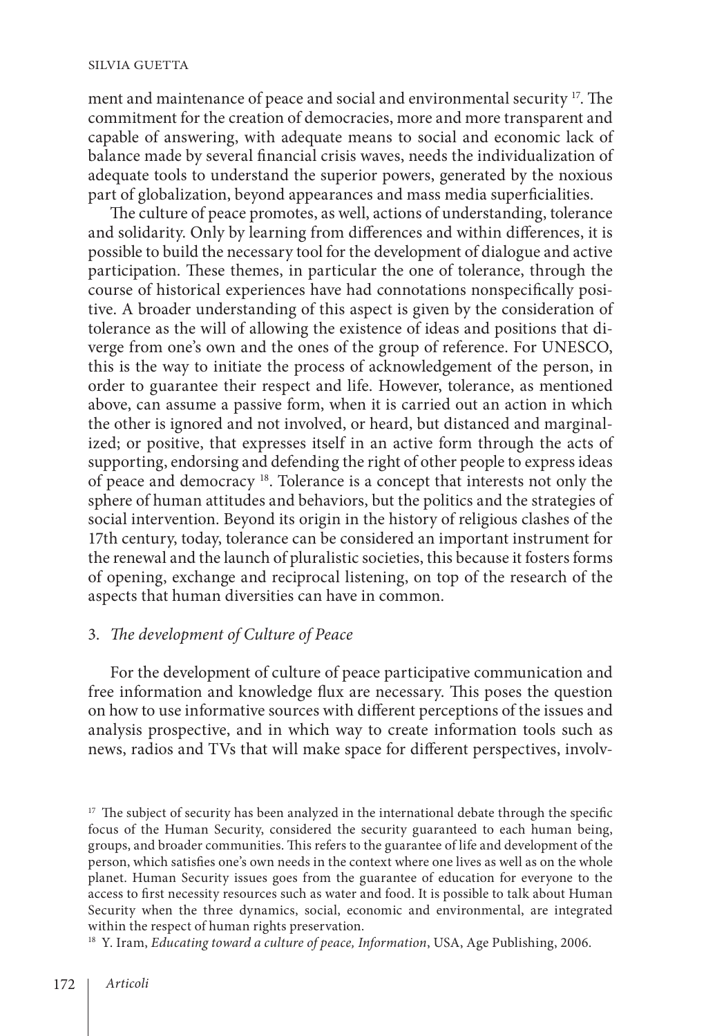ment and maintenance of peace and social and environmental security [17]. The commitment for the creation of democracies, more and more transparent and capable of answering, with adequate means to social and economic lack of balance made by several financial crisis waves, needs the individualization of adequate tools to understand the superior powers, generated by the noxious part of globalization, beyond appearances and mass media superficialities.

The culture of peace promotes, as well, actions of understanding, tolerance and solidarity. Only by learning from differences and within differences, it is possible to build the necessary tool for the development of dialogue and active participation. These themes, in particular the one of tolerance, through the course of historical experiences have had connotations nonspecifically positive. A broader understanding of this aspect is given by the consideration of tolerance as the will of allowing the existence of ideas and positions that diverge from one's own and the ones of the group of reference. For UNESCO, this is the way to initiate the process of acknowledgement of the person, in order to guarantee their respect and life. However, tolerance, as mentioned above, can assume a passive form, when it is carried out an action in which the other is ignored and not involved, or heard, but distanced and marginalized; or positive, that expresses itself in an active form through the acts of supporting, endorsing and defending the right of other people to express ideas of peace and democracy [18]. Tolerance is a concept that interests not only the sphere of human attitudes and behaviors, but the politics and the strategies of social intervention. Beyond its origin in the history of religious clashes of the 17th century, today, tolerance can be considered an important instrument for the renewal and the launch of pluralistic societies, this because it fosters forms of opening, exchange and reciprocal listening, on top of the research of the aspects that human diversities can have in common.

## 3. *The development of Culture of Peace*

For the development of culture of peace participative communication and free information and knowledge flux are necessary. This poses the question on how to use informative sources with different perceptions of the issues and analysis prospective, and in which way to create information tools such as news, radios and TVs that will make space for different perspectives, involv-

[17] The subject of security has been analyzed in the international debate through the specific focus of the Human Security, considered the security guaranteed to each human being, groups, and broader communities. This refers to the guarantee of life and development of the person, which satisfies one's own needs in the context where one lives as well as on the whole planet. Human Security issues goes from the guarantee of education for everyone to the access to first necessity resources such as water and food. It is possible to talk about Human Security when the three dynamics, social, economic and environmental, are integrated within the respect of human rights preservation.

[18] Y. Iram, *Educating toward a culture of peace, Information*, USA, Age Publishing, 2006.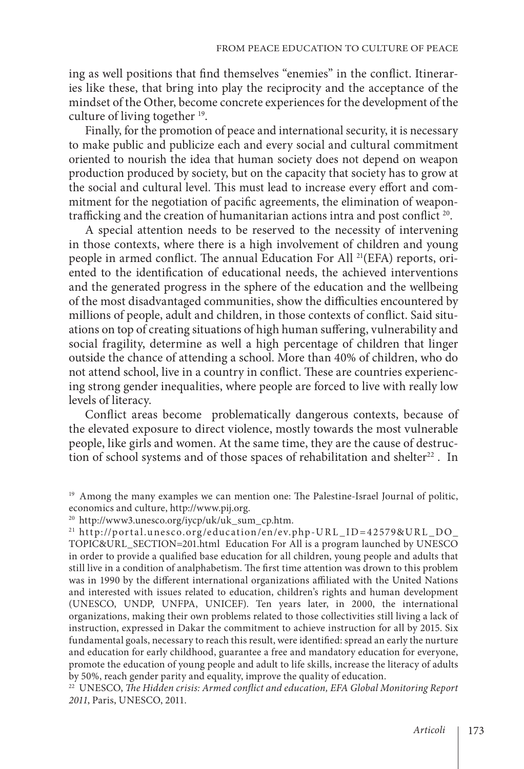ing as well positions that find themselves "enemies" in the conflict. Itineraries like these, that bring into play the reciprocity and the acceptance of the mindset of the Other, become concrete experiences for the development of the culture of living together [19].

Finally, for the promotion of peace and international security, it is necessary to make public and publicize each and every social and cultural commitment oriented to nourish the idea that human society does not depend on weapon production produced by society, but on the capacity that society has to grow at the social and cultural level. This must lead to increase every effort and commitment for the negotiation of pacific agreements, the elimination of weapon-trafficking and the creation of humanitarian actions intra and post conflict [20].

A special attention needs to be reserved to the necessity of intervening in those contexts, where there is a high involvement of children and young people in armed conflict. The annual Education For All [21](EFA) reports, oriented to the identification of educational needs, the achieved interventions and the generated progress in the sphere of the education and the wellbeing of the most disadvantaged communities, show the difficulties encountered by millions of people, adult and children, in those contexts of conflict. Said situations on top of creating situations of high human suffering, vulnerability and social fragility, determine as well a high percentage of children that linger outside the chance of attending a school. More than 40% of children, who do not attend school, live in a country in conflict. These are countries experiencing strong gender inequalities, where people are forced to live with really low levels of literacy.

Conflict areas become problematically dangerous contexts, because of the elevated exposure to direct violence, mostly towards the most vulnerable people, like girls and women. At the same time, they are the cause of destruction of school systems and of those spaces of rehabilitation and shelter[22]. In

---

[19] Among the many examples we can mention one: The Palestine-Israel Journal of politic, economics and culture, http://www.pij.org.

[20] http://www3.unesco.org/iycp/uk/uk_sum_cp.htm.

[21] http://portal.unesco.org/education/en/ev.php-URL_ID=42579&URL_DO_TOPIC&URL_SECTION=201.html Education For All is a program launched by UNESCO in order to provide a qualified base education for all children, young people and adults that still live in a condition of analphabetism. The first time attention was drown to this problem was in 1990 by the different international organizations affiliated with the United Nations and interested with issues related to education, children's rights and human development (UNESCO, UNDP, UNFPA, UNICEF). Ten years later, in 2000, the international organizations, making their own problems related to those collectivities still living a lack of instruction, expressed in Dakar the commitment to achieve instruction for all by 2015. Six fundamental goals, necessary to reach this result, were identified: spread an early the nurture and education for early childhood, guarantee a free and mandatory education for everyone, promote the education of young people and adult to life skills, increase the literacy of adults by 50%, reach gender parity and equality, improve the quality of education.

[22] UNESCO, *The Hidden crisis: Armed conflict and education, EFA Global Monitoring Report 2011*, Paris, UNESCO, 2011.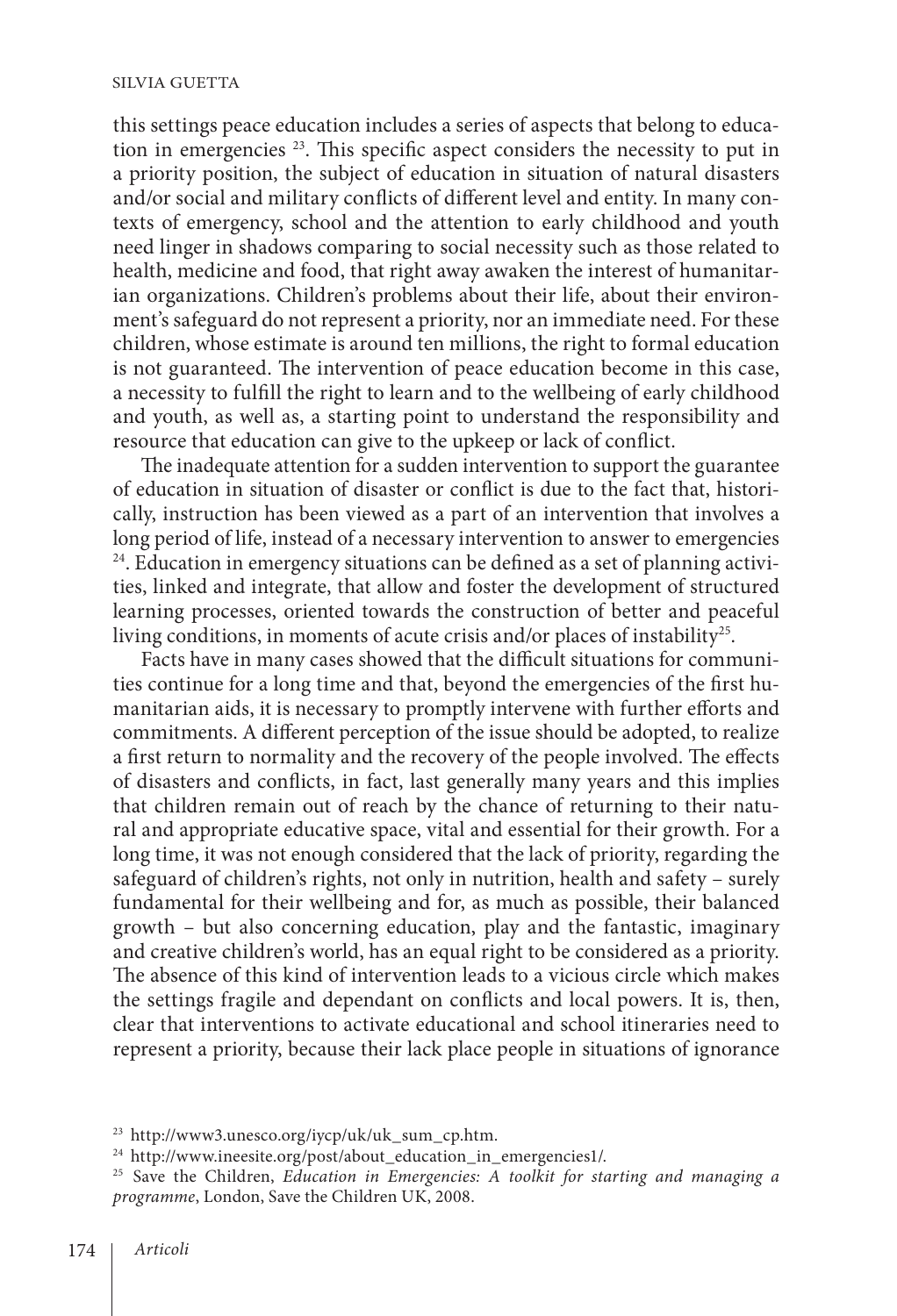this settings peace education includes a series of aspects that belong to education in emergencies [23]. This specific aspect considers the necessity to put in a priority position, the subject of education in situation of natural disasters and/or social and military conflicts of different level and entity. In many contexts of emergency, school and the attention to early childhood and youth need linger in shadows comparing to social necessity such as those related to health, medicine and food, that right away awaken the interest of humanitarian organizations. Children's problems about their life, about their environment's safeguard do not represent a priority, nor an immediate need. For these children, whose estimate is around ten millions, the right to formal education is not guaranteed. The intervention of peace education become in this case, a necessity to fulfill the right to learn and to the wellbeing of early childhood and youth, as well as, a starting point to understand the responsibility and resource that education can give to the upkeep or lack of conflict.

The inadequate attention for a sudden intervention to support the guarantee of education in situation of disaster or conflict is due to the fact that, historically, instruction has been viewed as a part of an intervention that involves a long period of life, instead of a necessary intervention to answer to emergencies [24]. Education in emergency situations can be defined as a set of planning activities, linked and integrate, that allow and foster the development of structured learning processes, oriented towards the construction of better and peaceful living conditions, in moments of acute crisis and/or places of instability[25].

Facts have in many cases showed that the difficult situations for communities continue for a long time and that, beyond the emergencies of the first humanitarian aids, it is necessary to promptly intervene with further efforts and commitments. A different perception of the issue should be adopted, to realize a first return to normality and the recovery of the people involved. The effects of disasters and conflicts, in fact, last generally many years and this implies that children remain out of reach by the chance of returning to their natural and appropriate educative space, vital and essential for their growth. For a long time, it was not enough considered that the lack of priority, regarding the safeguard of children's rights, not only in nutrition, health and safety – surely fundamental for their wellbeing and for, as much as possible, their balanced growth – but also concerning education, play and the fantastic, imaginary and creative children's world, has an equal right to be considered as a priority. The absence of this kind of intervention leads to a vicious circle which makes the settings fragile and dependant on conflicts and local powers. It is, then, clear that interventions to activate educational and school itineraries need to represent a priority, because their lack place people in situations of ignorance

[23] http://www3.unesco.org/iycp/uk/uk_sum_cp.htm.

[24] http://www.ineesite.org/post/about_education_in_emergencies1/.

[25] Save the Children, *Education in Emergencies: A toolkit for starting and managing a programme*, London, Save the Children UK, 2008.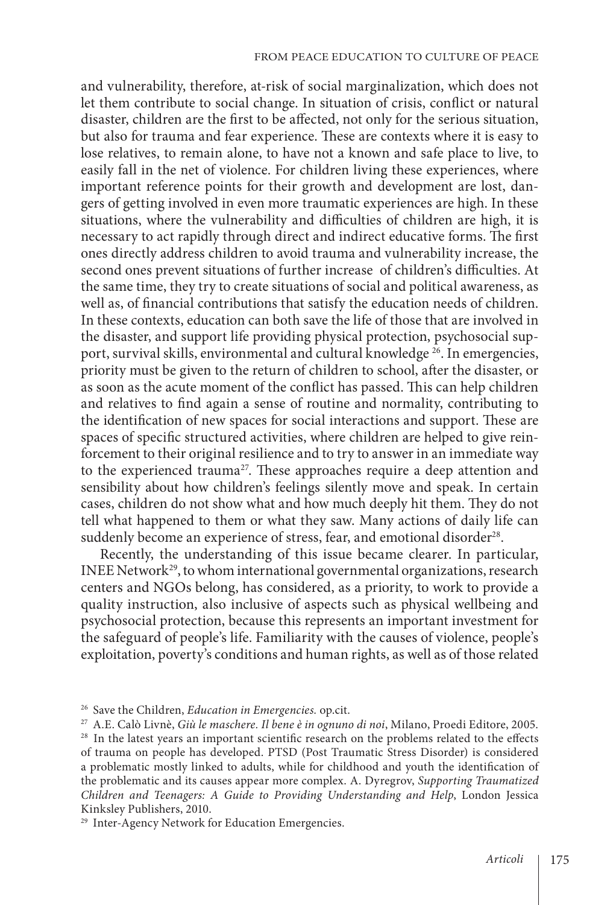and vulnerability, therefore, at-risk of social marginalization, which does not let them contribute to social change. In situation of crisis, conflict or natural disaster, children are the first to be affected, not only for the serious situation, but also for trauma and fear experience. These are contexts where it is easy to lose relatives, to remain alone, to have not a known and safe place to live, to easily fall in the net of violence. For children living these experiences, where important reference points for their growth and development are lost, dangers of getting involved in even more traumatic experiences are high. In these situations, where the vulnerability and difficulties of children are high, it is necessary to act rapidly through direct and indirect educative forms. The first ones directly address children to avoid trauma and vulnerability increase, the second ones prevent situations of further increase of children's difficulties. At the same time, they try to create situations of social and political awareness, as well as, of financial contributions that satisfy the education needs of children. In these contexts, education can both save the life of those that are involved in the disaster, and support life providing physical protection, psychosocial support, survival skills, environmental and cultural knowledge [26]. In emergencies, priority must be given to the return of children to school, after the disaster, or as soon as the acute moment of the conflict has passed. This can help children and relatives to find again a sense of routine and normality, contributing to the identification of new spaces for social interactions and support. These are spaces of specific structured activities, where children are helped to give reinforcement to their original resilience and to try to answer in an immediate way to the experienced trauma[27]. These approaches require a deep attention and sensibility about how children's feelings silently move and speak. In certain cases, children do not show what and how much deeply hit them. They do not tell what happened to them or what they saw. Many actions of daily life can suddenly become an experience of stress, fear, and emotional disorder[28].

Recently, the understanding of this issue became clearer. In particular, INEE Network[29], to whom international governmental organizations, research centers and NGOs belong, has considered, as a priority, to work to provide a quality instruction, also inclusive of aspects such as physical wellbeing and psychosocial protection, because this represents an important investment for the safeguard of people's life. Familiarity with the causes of violence, people's exploitation, poverty's conditions and human rights, as well as of those related

---

[26] Save the Children, *Education in Emergencies.* op.cit.

[27] A.E. Calò Livnè, *Giù le maschere. Il bene è in ognuno di noi*, Milano, Proedi Editore, 2005.

[28] In the latest years an important scientific research on the problems related to the effects of trauma on people has developed. PTSD (Post Traumatic Stress Disorder) is considered a problematic mostly linked to adults, while for childhood and youth the identification of the problematic and its causes appear more complex. A. Dyregrov, *Supporting Traumatized Children and Teenagers: A Guide to Providing Understanding and Help*, London Jessica Kinksley Publishers, 2010.

[29] Inter-Agency Network for Education Emergencies.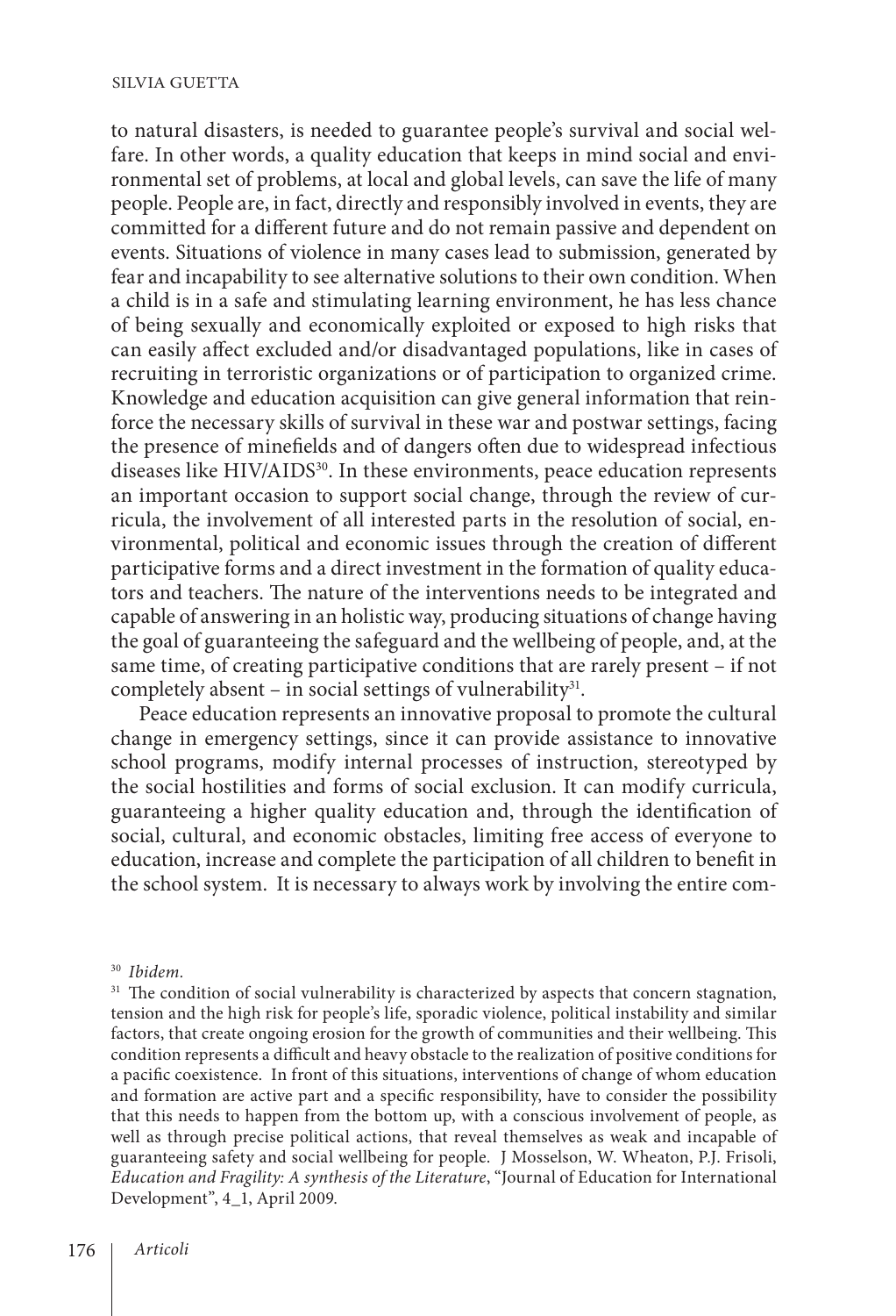to natural disasters, is needed to guarantee people's survival and social welfare. In other words, a quality education that keeps in mind social and environmental set of problems, at local and global levels, can save the life of many people. People are, in fact, directly and responsibly involved in events, they are committed for a different future and do not remain passive and dependent on events. Situations of violence in many cases lead to submission, generated by fear and incapability to see alternative solutions to their own condition. When a child is in a safe and stimulating learning environment, he has less chance of being sexually and economically exploited or exposed to high risks that can easily affect excluded and/or disadvantaged populations, like in cases of recruiting in terroristic organizations or of participation to organized crime. Knowledge and education acquisition can give general information that reinforce the necessary skills of survival in these war and postwar settings, facing the presence of minefields and of dangers often due to widespread infectious diseases like HIV/AIDS[30]. In these environments, peace education represents an important occasion to support social change, through the review of curricula, the involvement of all interested parts in the resolution of social, environmental, political and economic issues through the creation of different participative forms and a direct investment in the formation of quality educators and teachers. The nature of the interventions needs to be integrated and capable of answering in an holistic way, producing situations of change having the goal of guaranteeing the safeguard and the wellbeing of people, and, at the same time, of creating participative conditions that are rarely present – if not completely absent – in social settings of vulnerability[31].

Peace education represents an innovative proposal to promote the cultural change in emergency settings, since it can provide assistance to innovative school programs, modify internal processes of instruction, stereotyped by the social hostilities and forms of social exclusion. It can modify curricula, guaranteeing a higher quality education and, through the identification of social, cultural, and economic obstacles, limiting free access of everyone to education, increase and complete the participation of all children to benefit in the school system. It is necessary to always work by involving the entire com-

[30] *Ibidem.*

[31] The condition of social vulnerability is characterized by aspects that concern stagnation, tension and the high risk for people's life, sporadic violence, political instability and similar factors, that create ongoing erosion for the growth of communities and their wellbeing. This condition represents a difficult and heavy obstacle to the realization of positive conditions for a pacific coexistence. In front of this situations, interventions of change of whom education and formation are active part and a specific responsibility, have to consider the possibility that this needs to happen from the bottom up, with a conscious involvement of people, as well as through precise political actions, that reveal themselves as weak and incapable of guaranteeing safety and social wellbeing for people. J Mosselson, W. Wheaton, P.J. Frisoli, *Education and Fragility: A synthesis of the Literature*, "Journal of Education for International Development", 4_1, April 2009.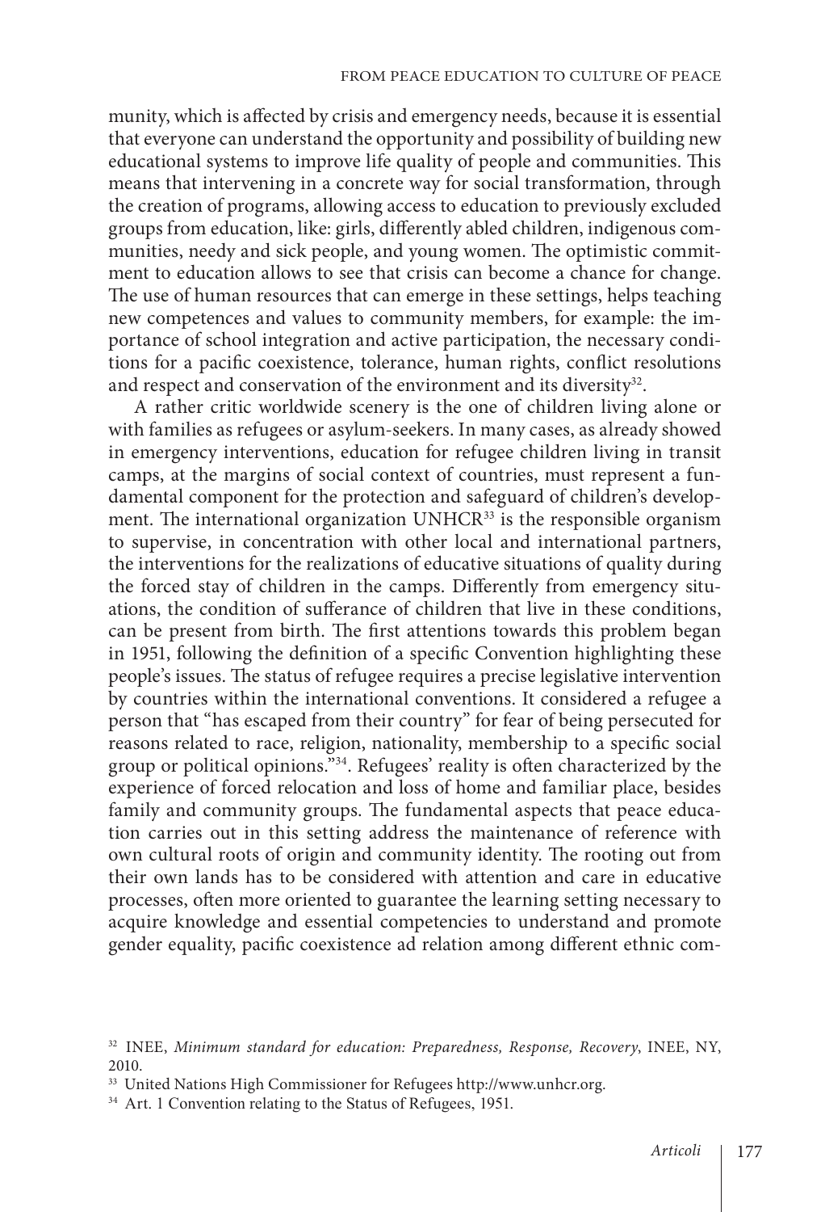munity, which is affected by crisis and emergency needs, because it is essential that everyone can understand the opportunity and possibility of building new educational systems to improve life quality of people and communities. This means that intervening in a concrete way for social transformation, through the creation of programs, allowing access to education to previously excluded groups from education, like: girls, differently abled children, indigenous communities, needy and sick people, and young women. The optimistic commitment to education allows to see that crisis can become a chance for change. The use of human resources that can emerge in these settings, helps teaching new competences and values to community members, for example: the importance of school integration and active participation, the necessary conditions for a pacific coexistence, tolerance, human rights, conflict resolutions and respect and conservation of the environment and its diversity[32].

A rather critic worldwide scenery is the one of children living alone or with families as refugees or asylum-seekers. In many cases, as already showed in emergency interventions, education for refugee children living in transit camps, at the margins of social context of countries, must represent a fundamental component for the protection and safeguard of children's development. The international organization UNHCR[33] is the responsible organism to supervise, in concentration with other local and international partners, the interventions for the realizations of educative situations of quality during the forced stay of children in the camps. Differently from emergency situations, the condition of sufferance of children that live in these conditions, can be present from birth. The first attentions towards this problem began in 1951, following the definition of a specific Convention highlighting these people's issues. The status of refugee requires a precise legislative intervention by countries within the international conventions. It considered a refugee a person that "has escaped from their country" for fear of being persecuted for reasons related to race, religion, nationality, membership to a specific social group or political opinions."[34]. Refugees' reality is often characterized by the experience of forced relocation and loss of home and familiar place, besides family and community groups. The fundamental aspects that peace education carries out in this setting address the maintenance of reference with own cultural roots of origin and community identity. The rooting out from their own lands has to be considered with attention and care in educative processes, often more oriented to guarantee the learning setting necessary to acquire knowledge and essential competencies to understand and promote gender equality, pacific coexistence ad relation among different ethnic com-

---

[32] INEE, *Minimum standard for education: Preparedness, Response, Recovery*, INEE, NY, 2010.

[33] United Nations High Commissioner for Refugees http://www.unhcr.org.

[34] Art. 1 Convention relating to the Status of Refugees, 1951.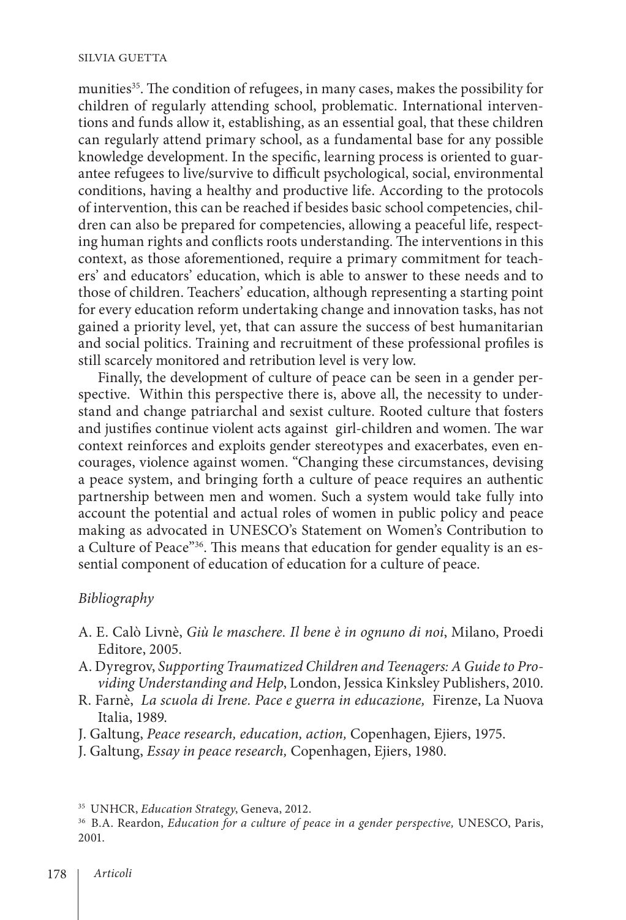munities[35]. The condition of refugees, in many cases, makes the possibility for children of regularly attending school, problematic. International interventions and funds allow it, establishing, as an essential goal, that these children can regularly attend primary school, as a fundamental base for any possible knowledge development. In the specific, learning process is oriented to guarantee refugees to live/survive to difficult psychological, social, environmental conditions, having a healthy and productive life. According to the protocols of intervention, this can be reached if besides basic school competencies, children can also be prepared for competencies, allowing a peaceful life, respecting human rights and conflicts roots understanding. The interventions in this context, as those aforementioned, require a primary commitment for teachers' and educators' education, which is able to answer to these needs and to those of children. Teachers' education, although representing a starting point for every education reform undertaking change and innovation tasks, has not gained a priority level, yet, that can assure the success of best humanitarian and social politics. Training and recruitment of these professional profiles is still scarcely monitored and retribution level is very low.

Finally, the development of culture of peace can be seen in a gender perspective. Within this perspective there is, above all, the necessity to understand and change patriarchal and sexist culture. Rooted culture that fosters and justifies continue violent acts against girl-children and women. The war context reinforces and exploits gender stereotypes and exacerbates, even encourages, violence against women. "Changing these circumstances, devising a peace system, and bringing forth a culture of peace requires an authentic partnership between men and women. Such a system would take fully into account the potential and actual roles of women in public policy and peace making as advocated in UNESCO's Statement on Women's Contribution to a Culture of Peace"[36]. This means that education for gender equality is an essential component of education of education for a culture of peace.

*Bibliography*

- A. E. Calò Livnè, *Giù le maschere. Il bene è in ognuno di noi*, Milano, Proedi Editore, 2005.
- A. Dyregrov, *Supporting Traumatized Children and Teenagers: A Guide to Providing Understanding and Help*, London, Jessica Kinksley Publishers, 2010.
- R. Farnè, *La scuola di Irene. Pace e guerra in educazione,* Firenze, La Nuova Italia, 1989.
- J. Galtung, *Peace research, education, action,* Copenhagen, Ejiers, 1975.
- J. Galtung, *Essay in peace research,* Copenhagen, Ejiers, 1980.

[35] UNHCR, *Education Strategy*, Geneva, 2012.

[36] B.A. Reardon, *Education for a culture of peace in a gender perspective,* UNESCO, Paris, 2001.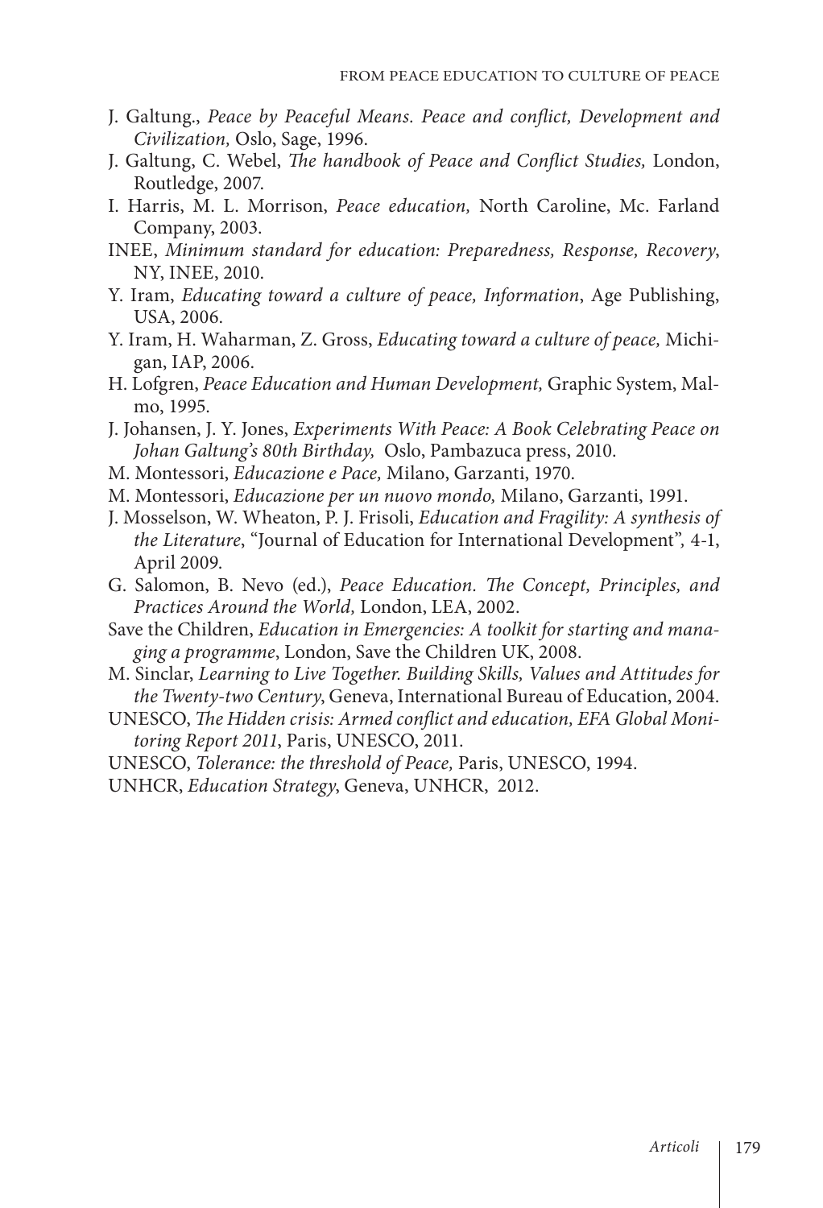J. Galtung., *Peace by Peaceful Means. Peace and conflict, Development and Civilization,* Oslo, Sage, 1996.

J. Galtung, C. Webel, *The handbook of Peace and Conflict Studies,* London, Routledge, 2007.

I. Harris, M. L. Morrison, *Peace education,* North Caroline, Mc. Farland Company, 2003.

INEE, *Minimum standard for education: Preparedness, Response, Recovery*, NY, INEE, 2010.

Y. Iram, *Educating toward a culture of peace, Information*, Age Publishing, USA, 2006.

Y. Iram, H. Waharman, Z. Gross, *Educating toward a culture of peace,* Michigan, IAP, 2006.

H. Lofgren, *Peace Education and Human Development,* Graphic System, Malmo, 1995.

J. Johansen, J. Y. Jones, *Experiments With Peace: A Book Celebrating Peace on Johan Galtung's 80th Birthday,* Oslo, Pambazuca press, 2010.

M. Montessori, *Educazione e Pace,* Milano, Garzanti, 1970.

M. Montessori, *Educazione per un nuovo mondo,* Milano, Garzanti, 1991.

J. Mosselson, W. Wheaton, P. J. Frisoli, *Education and Fragility: A synthesis of the Literature*, "Journal of Education for International Development", 4-1, April 2009.

G. Salomon, B. Nevo (ed.), *Peace Education. The Concept, Principles, and Practices Around the World,* London, LEA, 2002.

Save the Children, *Education in Emergencies: A toolkit for starting and managing a programme*, London, Save the Children UK, 2008.

M. Sinclar, *Learning to Live Together. Building Skills, Values and Attitudes for the Twenty-two Century*, Geneva, International Bureau of Education, 2004.

UNESCO, *The Hidden crisis: Armed conflict and education, EFA Global Monitoring Report 2011*, Paris, UNESCO, 2011.

UNESCO, *Tolerance: the threshold of Peace,* Paris, UNESCO, 1994.

UNHCR, *Education Strategy*, Geneva, UNHCR, 2012.